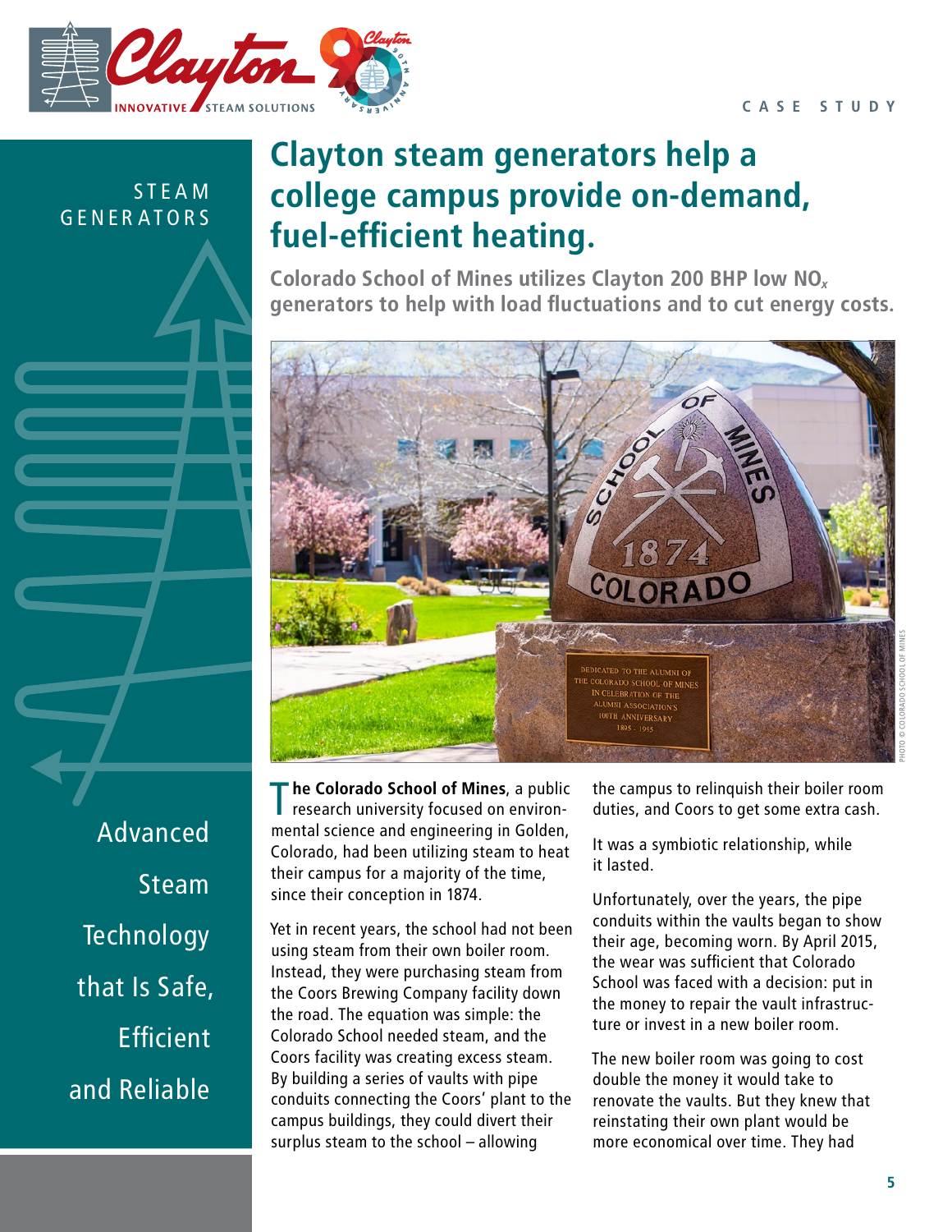CASE STUDY

STEAM GENERATORS

Advanced Steam Technology that Is Safe, Efficient and Reliable

# Clayton steam generators help a college campus provide on-demand, fuel-efficient heating.

## Colorado School of Mines utilizes Clayton 200 BHP low $NO_x$ generators to help with load fluctuations and to cut energy costs.

PHOTO © COLORADO SCHOOL OF MINES

**The Colorado School of Mines**, a public research university focused on environmental science and engineering in Golden, Colorado, had been utilizing steam to heat their campus for a majority of the time, since their conception in 1874.

Yet in recent years, the school had not been using steam from their own boiler room. Instead, they were purchasing steam from the Coors Brewing Company facility down the road. The equation was simple: the Colorado School needed steam, and the Coors facility was creating excess steam. By building a series of vaults with pipe conduits connecting the Coors' plant to the campus buildings, they could divert their surplus steam to the school – allowing the campus to relinquish their boiler room duties, and Coors to get some extra cash.

It was a symbiotic relationship, while it lasted.

Unfortunately, over the years, the pipe conduits within the vaults began to show their age, becoming worn. By April 2015, the wear was sufficient that Colorado School was faced with a decision: put in the money to repair the vault infrastructure or invest in a new boiler room.

The new boiler room was going to cost double the money it would take to renovate the vaults. But they knew that reinstating their own plant would be more economical over time. They had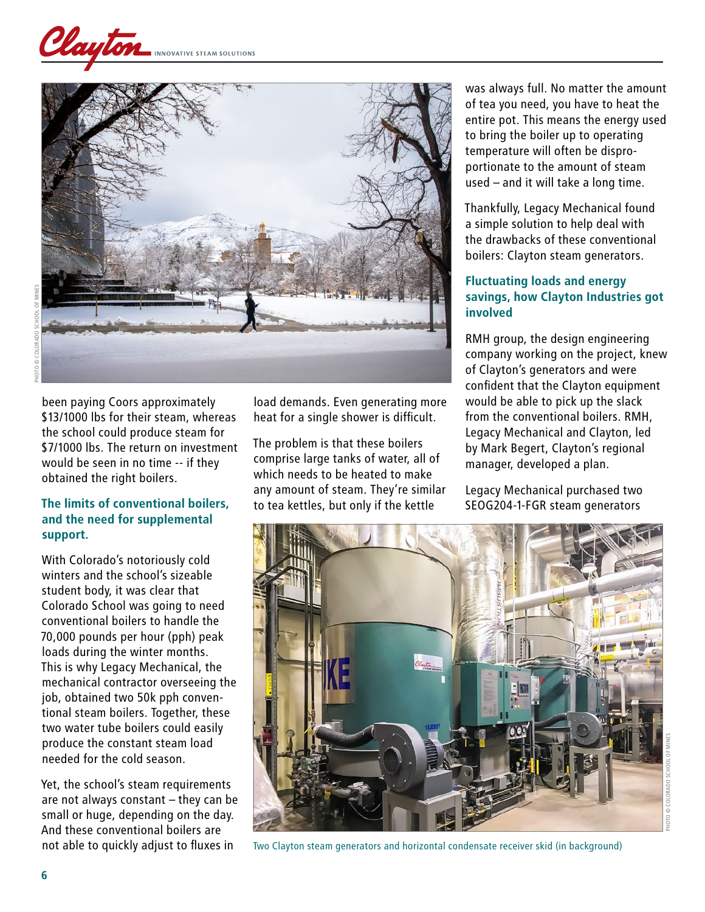been paying Coors approximately $13/1000 lbs for their steam, whereas the school could produce steam for $7/1000 lbs. The return on investment would be seen in no time -- if they obtained the right boilers.

### The limits of conventional boilers, and the need for supplemental support.

With Colorado's notoriously cold winters and the school's sizeable student body, it was clear that Colorado School was going to need conventional boilers to handle the 70,000 pounds per hour (pph) peak loads during the winter months. This is why Legacy Mechanical, the mechanical contractor overseeing the job, obtained two 50k pph conventional steam boilers. Together, these two water tube boilers could easily produce the constant steam load needed for the cold season.

Yet, the school's steam requirements are not always constant – they can be small or huge, depending on the day. And these conventional boilers are not able to quickly adjust to fluxes in load demands. Even generating more heat for a single shower is difficult.

The problem is that these boilers comprise large tanks of water, all of which needs to be heated to make any amount of steam. They're similar to tea kettles, but only if the kettle was always full. No matter the amount of tea you need, you have to heat the entire pot. This means the energy used to bring the boiler up to operating temperature will often be disproportionate to the amount of steam used – and it will take a long time.

Thankfully, Legacy Mechanical found a simple solution to help deal with the drawbacks of these conventional boilers: Clayton steam generators.

### Fluctuating loads and energy savings, how Clayton Industries got involved

RMH group, the design engineering company working on the project, knew of Clayton's generators and were confident that the Clayton equipment would be able to pick up the slack from the conventional boilers. RMH, Legacy Mechanical and Clayton, led by Mark Begert, Clayton's regional manager, developed a plan.

Legacy Mechanical purchased two SEOG204-1-FGR steam generators

Two Clayton steam generators and horizontal condensate receiver skid (in background)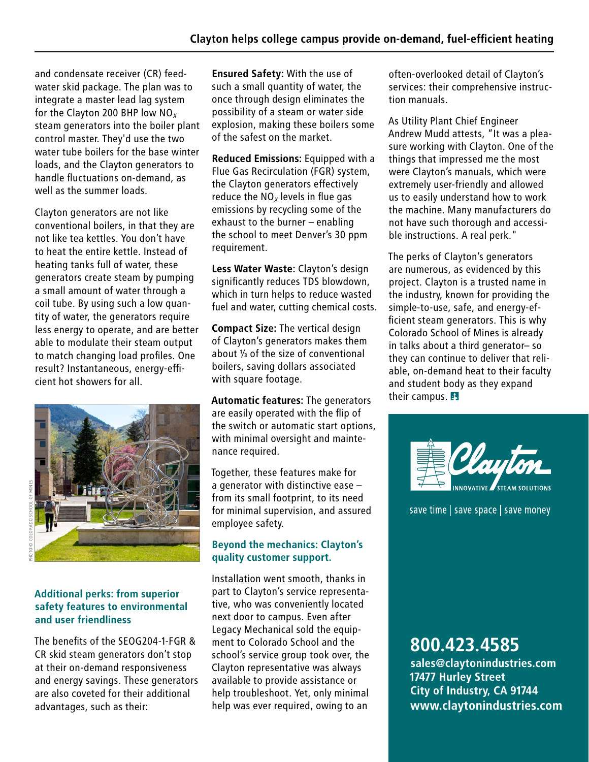and condensate receiver (CR) feed-water skid package. The plan was to integrate a master lead lag system for the Clayton 200 BHP low $NO_x$ steam generators into the boiler plant control master. They'd use the two water tube boilers for the base winter loads, and the Clayton generators to handle fluctuations on-demand, as well as the summer loads.

Clayton generators are not like conventional boilers, in that they are not like tea kettles. You don't have to heat the entire kettle. Instead of heating tanks full of water, these generators create steam by pumping a small amount of water through a coil tube. By using such a low quantity of water, the generators require less energy to operate, and are better able to modulate their steam output to match changing load profiles. One result? Instantaneous, energy-efficient hot showers for all.

PHOTO © COLORADO SCHOOL OF MINES

### Additional perks: from superior safety features to environmental and user friendliness

The benefits of the SEOG204-1-FGR & CR skid steam generators don't stop at their on-demand responsiveness and energy savings. These generators are also coveted for their additional advantages, such as their:

**Ensured Safety:** With the use of such a small quantity of water, the once through design eliminates the possibility of a steam or water side explosion, making these boilers some of the safest on the market.

**Reduced Emissions:** Equipped with a Flue Gas Recirculation (FGR) system, the Clayton generators effectively reduce the $NO_x$ levels in flue gas emissions by recycling some of the exhaust to the burner – enabling the school to meet Denver's 30 ppm requirement.

**Less Water Waste:** Clayton's design significantly reduces TDS blowdown, which in turn helps to reduce wasted fuel and water, cutting chemical costs.

**Compact Size:** The vertical design of Clayton's generators makes them about ⅓ of the size of conventional boilers, saving dollars associated with square footage.

**Automatic features:** The generators are easily operated with the flip of the switch or automatic start options, with minimal oversight and maintenance required.

Together, these features make for a generator with distinctive ease – from its small footprint, to its need for minimal supervision, and assured employee safety.

### Beyond the mechanics: Clayton's quality customer support.

Installation went smooth, thanks in part to Clayton's service representative, who was conveniently located next door to campus. Even after Legacy Mechanical sold the equipment to Colorado School and the school's service group took over, the Clayton representative was always available to provide assistance or help troubleshoot. Yet, only minimal help was ever required, owing to an often-overlooked detail of Clayton's services: their comprehensive instruction manuals.

As Utility Plant Chief Engineer Andrew Mudd attests, "It was a pleasure working with Clayton. One of the things that impressed me the most were Clayton's manuals, which were extremely user-friendly and allowed us to easily understand how to work the machine. Many manufacturers do not have such thorough and accessible instructions. A real perk."

The perks of Clayton's generators are numerous, as evidenced by this project. Clayton is a trusted name in the industry, known for providing the simple-to-use, safe, and energy-efficient steam generators. This is why Colorado School of Mines is already in talks about a third generator– so they can continue to deliver that reliable, on-demand heat to their faculty and student body as they expand their campus.

Clayton
INNOVATIVE STEAM SOLUTIONS

save time | save space | save money

**800.423.4585**
**sales@claytonindustries.com**
**17477 Hurley Street**
**City of Industry, CA 91744**
**www.claytonindustries.com**